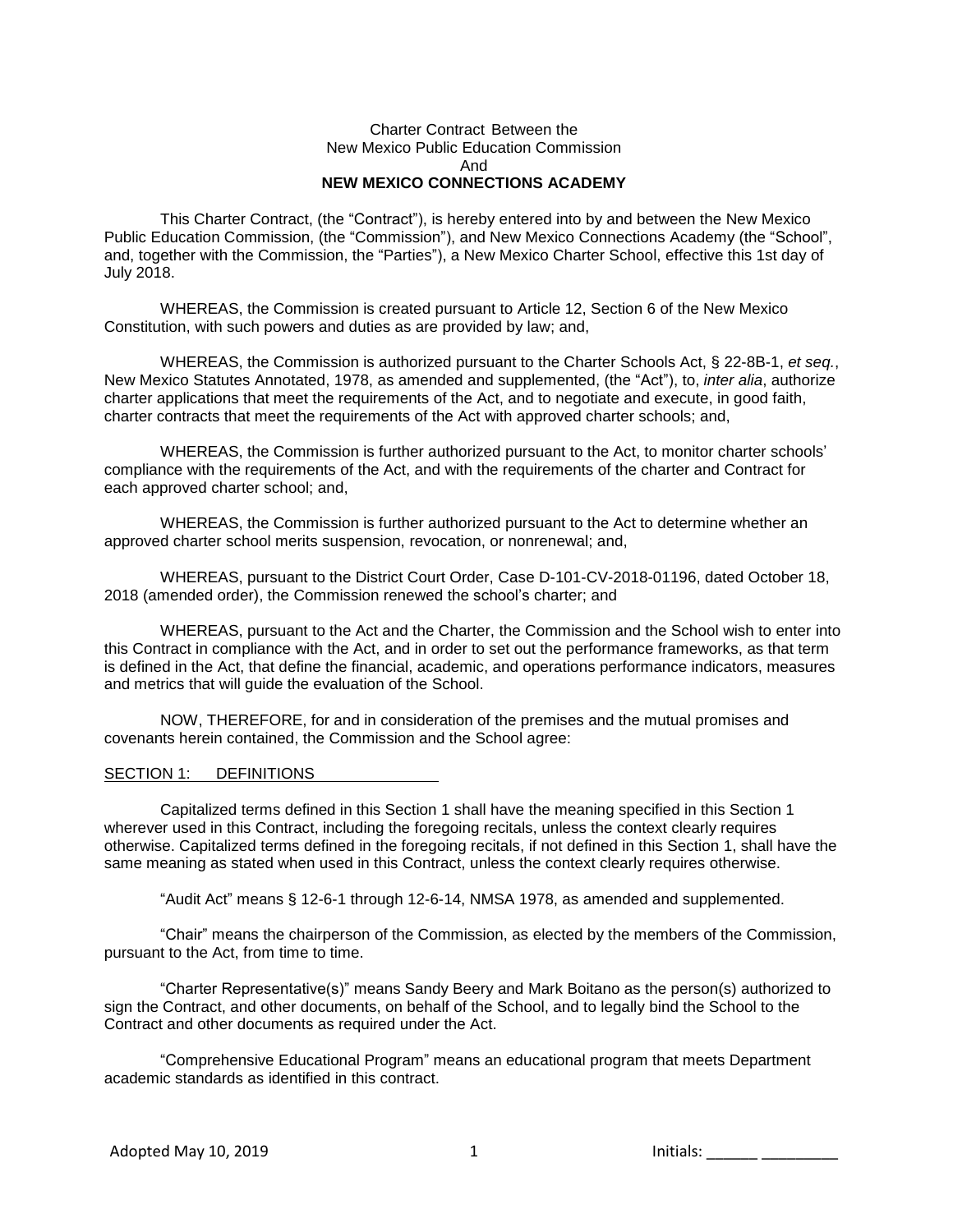Charter Contract Between the
New Mexico Public Education Commission
And
**NEW MEXICO CONNECTIONS ACADEMY**

This Charter Contract, (the "Contract"), is hereby entered into by and between the New Mexico Public Education Commission, (the "Commission"), and New Mexico Connections Academy (the "School", and, together with the Commission, the "Parties"), a New Mexico Charter School, effective this 1st day of July 2018.

WHEREAS, the Commission is created pursuant to Article 12, Section 6 of the New Mexico Constitution, with such powers and duties as are provided by law; and,

WHEREAS, the Commission is authorized pursuant to the Charter Schools Act, § 22-8B-1, *et seq.*, New Mexico Statutes Annotated, 1978, as amended and supplemented, (the "Act"), to, *inter alia*, authorize charter applications that meet the requirements of the Act, and to negotiate and execute, in good faith, charter contracts that meet the requirements of the Act with approved charter schools; and,

WHEREAS, the Commission is further authorized pursuant to the Act, to monitor charter schools' compliance with the requirements of the Act, and with the requirements of the charter and Contract for each approved charter school; and,

WHEREAS, the Commission is further authorized pursuant to the Act to determine whether an approved charter school merits suspension, revocation, or nonrenewal; and,

WHEREAS, pursuant to the District Court Order, Case D-101-CV-2018-01196, dated October 18, 2018 (amended order), the Commission renewed the school's charter; and

WHEREAS, pursuant to the Act and the Charter, the Commission and the School wish to enter into this Contract in compliance with the Act, and in order to set out the performance frameworks, as that term is defined in the Act, that define the financial, academic, and operations performance indicators, measures and metrics that will guide the evaluation of the School.

NOW, THEREFORE, for and in consideration of the premises and the mutual promises and covenants herein contained, the Commission and the School agree:

## SECTION 1: DEFINITIONS

Capitalized terms defined in this Section 1 shall have the meaning specified in this Section 1 wherever used in this Contract, including the foregoing recitals, unless the context clearly requires otherwise. Capitalized terms defined in the foregoing recitals, if not defined in this Section 1, shall have the same meaning as stated when used in this Contract, unless the context clearly requires otherwise.

"Audit Act" means § 12-6-1 through 12-6-14, NMSA 1978, as amended and supplemented.

"Chair" means the chairperson of the Commission, as elected by the members of the Commission, pursuant to the Act, from time to time.

"Charter Representative(s)" means Sandy Beery and Mark Boitano as the person(s) authorized to sign the Contract, and other documents, on behalf of the School, and to legally bind the School to the Contract and other documents as required under the Act.

"Comprehensive Educational Program" means an educational program that meets Department academic standards as identified in this contract.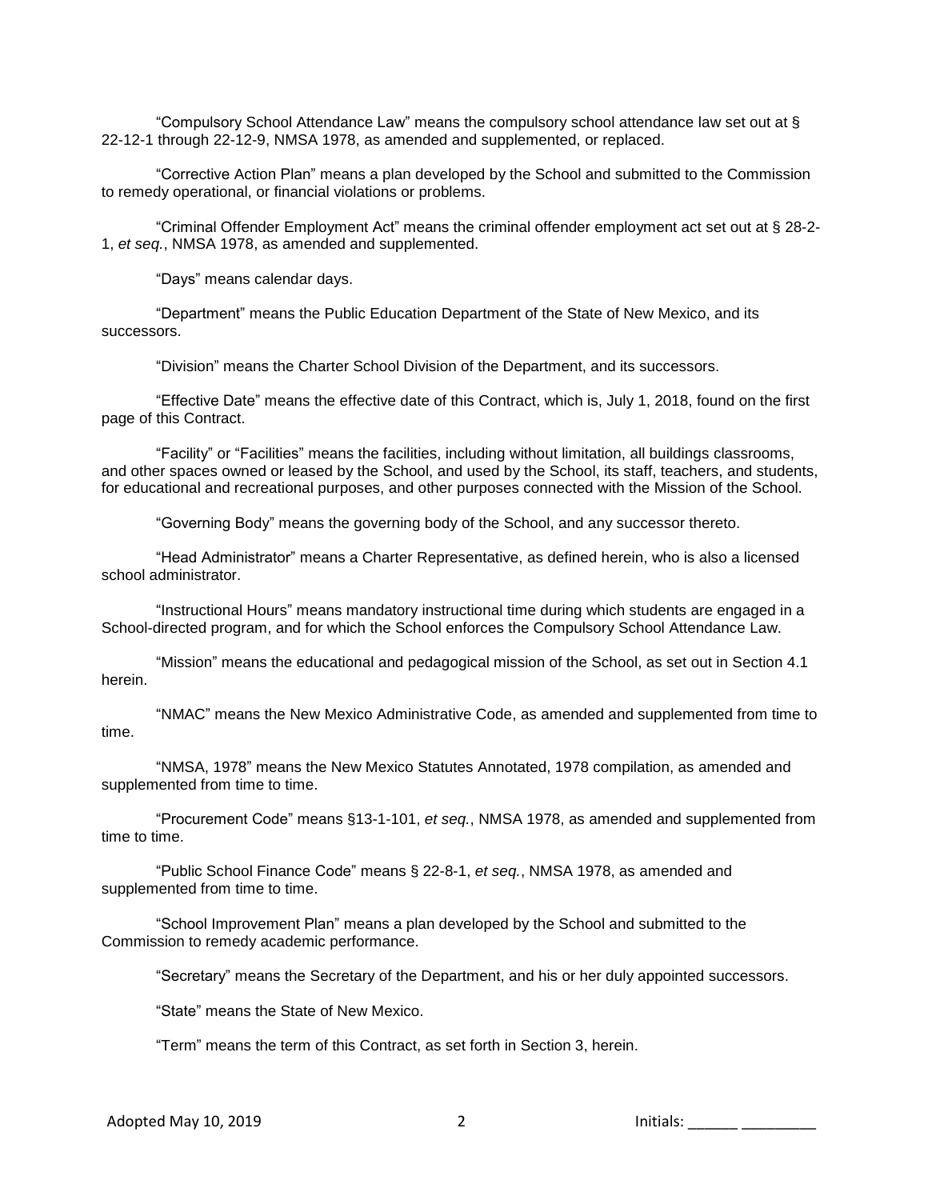"Compulsory School Attendance Law" means the compulsory school attendance law set out at § 22-12-1 through 22-12-9, NMSA 1978, as amended and supplemented, or replaced.

"Corrective Action Plan" means a plan developed by the School and submitted to the Commission to remedy operational, or financial violations or problems.

"Criminal Offender Employment Act" means the criminal offender employment act set out at § 28-2-1, *et seq.*, NMSA 1978, as amended and supplemented.

"Days" means calendar days.

"Department" means the Public Education Department of the State of New Mexico, and its successors.

"Division" means the Charter School Division of the Department, and its successors.

"Effective Date" means the effective date of this Contract, which is, July 1, 2018, found on the first page of this Contract.

"Facility" or "Facilities" means the facilities, including without limitation, all buildings classrooms, and other spaces owned or leased by the School, and used by the School, its staff, teachers, and students, for educational and recreational purposes, and other purposes connected with the Mission of the School.

"Governing Body" means the governing body of the School, and any successor thereto.

"Head Administrator" means a Charter Representative, as defined herein, who is also a licensed school administrator.

"Instructional Hours" means mandatory instructional time during which students are engaged in a School-directed program, and for which the School enforces the Compulsory School Attendance Law.

"Mission" means the educational and pedagogical mission of the School, as set out in Section 4.1 herein.

"NMAC" means the New Mexico Administrative Code, as amended and supplemented from time to time.

"NMSA, 1978" means the New Mexico Statutes Annotated, 1978 compilation, as amended and supplemented from time to time.

"Procurement Code" means §13-1-101, *et seq.*, NMSA 1978, as amended and supplemented from time to time.

"Public School Finance Code" means § 22-8-1, *et seq.*, NMSA 1978, as amended and supplemented from time to time.

"School Improvement Plan" means a plan developed by the School and submitted to the Commission to remedy academic performance.

"Secretary" means the Secretary of the Department, and his or her duly appointed successors.

"State" means the State of New Mexico.

"Term" means the term of this Contract, as set forth in Section 3, herein.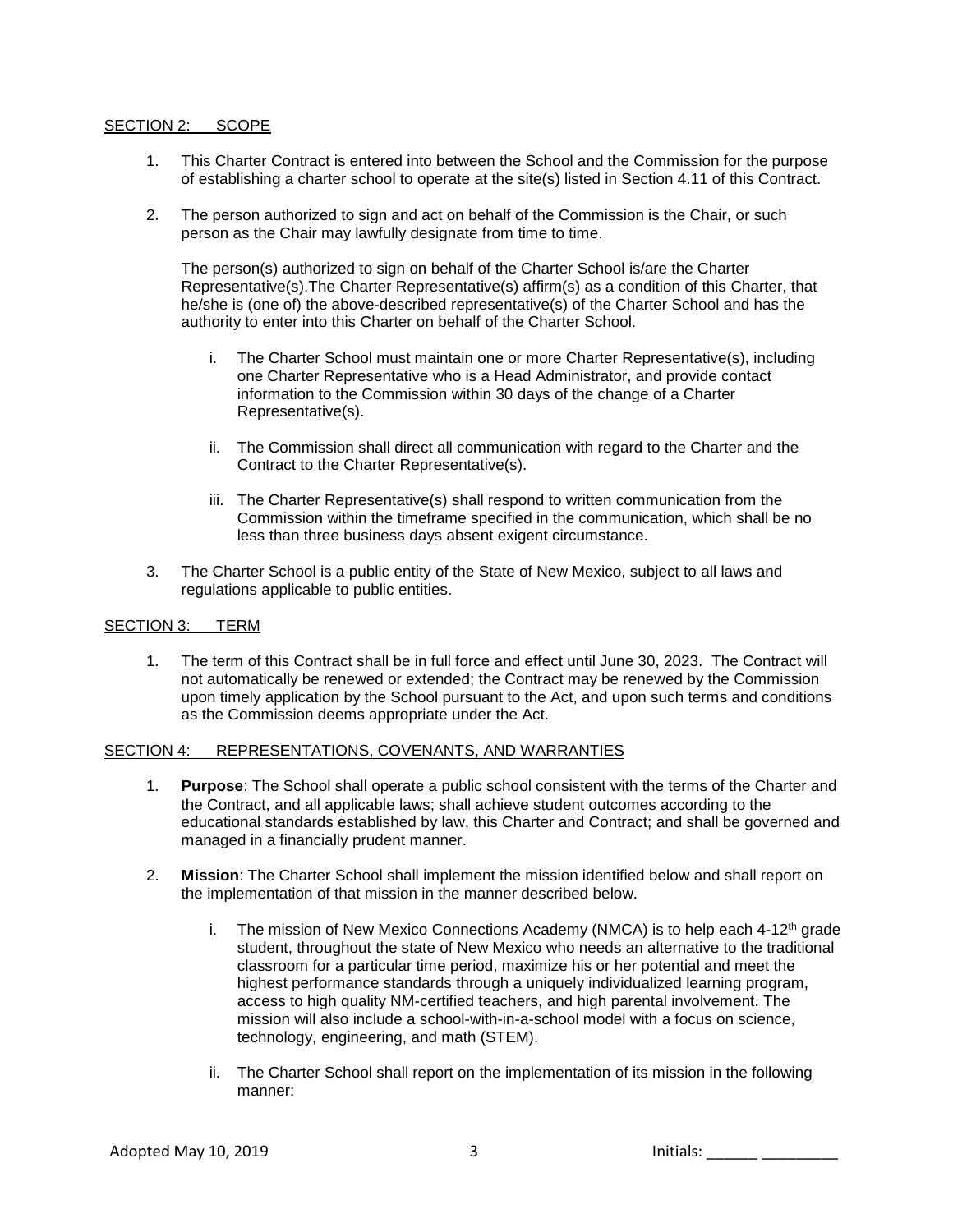## SECTION 2: SCOPE

1. This Charter Contract is entered into between the School and the Commission for the purpose of establishing a charter school to operate at the site(s) listed in Section 4.11 of this Contract.

2. The person authorized to sign and act on behalf of the Commission is the Chair, or such person as the Chair may lawfully designate from time to time.

   The person(s) authorized to sign on behalf of the Charter School is/are the Charter Representative(s).The Charter Representative(s) affirm(s) as a condition of this Charter, that he/she is (one of) the above-described representative(s) of the Charter School and has the authority to enter into this Charter on behalf of the Charter School.

   i. The Charter School must maintain one or more Charter Representative(s), including one Charter Representative who is a Head Administrator, and provide contact information to the Commission within 30 days of the change of a Charter Representative(s).

   ii. The Commission shall direct all communication with regard to the Charter and the Contract to the Charter Representative(s).

   iii. The Charter Representative(s) shall respond to written communication from the Commission within the timeframe specified in the communication, which shall be no less than three business days absent exigent circumstance.

3. The Charter School is a public entity of the State of New Mexico, subject to all laws and regulations applicable to public entities.

## SECTION 3: TERM

1. The term of this Contract shall be in full force and effect until June 30, 2023. The Contract will not automatically be renewed or extended; the Contract may be renewed by the Commission upon timely application by the School pursuant to the Act, and upon such terms and conditions as the Commission deems appropriate under the Act.

## SECTION 4: REPRESENTATIONS, COVENANTS, AND WARRANTIES

1. **Purpose**: The School shall operate a public school consistent with the terms of the Charter and the Contract, and all applicable laws; shall achieve student outcomes according to the educational standards established by law, this Charter and Contract; and shall be governed and managed in a financially prudent manner.

2. **Mission**: The Charter School shall implement the mission identified below and shall report on the implementation of that mission in the manner described below.

   i. The mission of New Mexico Connections Academy (NMCA) is to help each 4-12th grade student, throughout the state of New Mexico who needs an alternative to the traditional classroom for a particular time period, maximize his or her potential and meet the highest performance standards through a uniquely individualized learning program, access to high quality NM-certified teachers, and high parental involvement. The mission will also include a school-with-in-a-school model with a focus on science, technology, engineering, and math (STEM).

   ii. The Charter School shall report on the implementation of its mission in the following manner: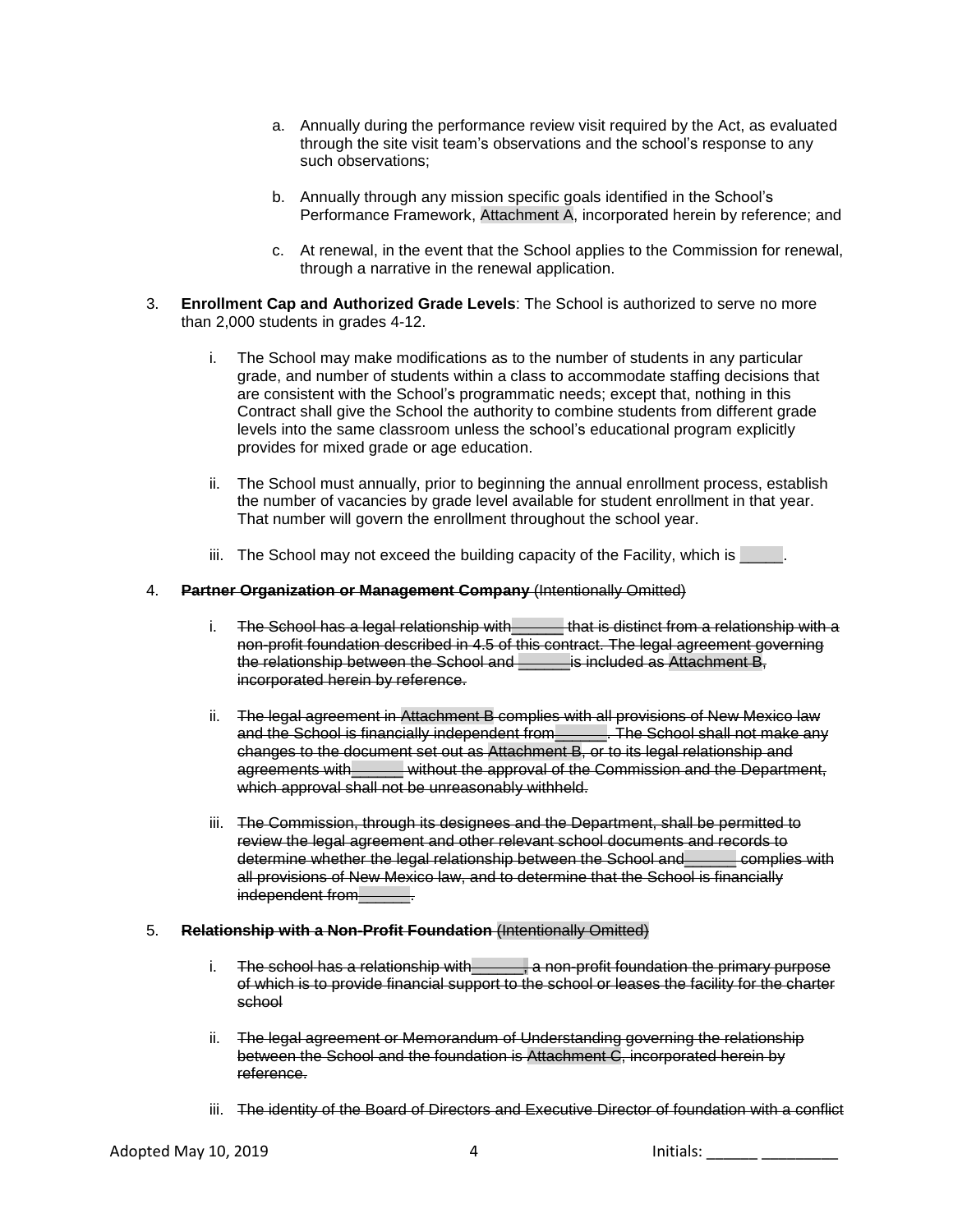a. Annually during the performance review visit required by the Act, as evaluated through the site visit team's observations and the school's response to any such observations;

b. Annually through any mission specific goals identified in the School's Performance Framework, Attachment A, incorporated herein by reference; and

c. At renewal, in the event that the School applies to the Commission for renewal, through a narrative in the renewal application.

3. **Enrollment Cap and Authorized Grade Levels**: The School is authorized to serve no more than 2,000 students in grades 4-12.

   i. The School may make modifications as to the number of students in any particular grade, and number of students within a class to accommodate staffing decisions that are consistent with the School's programmatic needs; except that, nothing in this Contract shall give the School the authority to combine students from different grade levels into the same classroom unless the school's educational program explicitly provides for mixed grade or age education.

   ii. The School must annually, prior to beginning the annual enrollment process, establish the number of vacancies by grade level available for student enrollment in that year. That number will govern the enrollment throughout the school year.

   iii. The School may not exceed the building capacity of the Facility, which is _____.

4. ~~**Partner Organization or Management Company** (Intentionally Omitted)~~

   i. ~~The School has a legal relationship with______ that is distinct from a relationship with a non-profit foundation described in 4.5 of this contract. The legal agreement governing the relationship between the School and ______is included as Attachment B, incorporated herein by reference.~~

   ii. ~~The legal agreement in Attachment B complies with all provisions of New Mexico law and the School is financially independent from______. The School shall not make any changes to the document set out as Attachment B, or to its legal relationship and agreements with______ without the approval of the Commission and the Department, which approval shall not be unreasonably withheld.~~

   iii. ~~The Commission, through its designees and the Department, shall be permitted to review the legal agreement and other relevant school documents and records to determine whether the legal relationship between the School and______ complies with all provisions of New Mexico law, and to determine that the School is financially independent from______.~~

5. ~~**Relationship with a Non-Profit Foundation** (Intentionally Omitted)~~

   i. ~~The school has a relationship with______, a non-profit foundation the primary purpose of which is to provide financial support to the school or leases the facility for the charter school~~

   ii. ~~The legal agreement or Memorandum of Understanding governing the relationship between the School and the foundation is Attachment C, incorporated herein by reference.~~

   iii. ~~The identity of the Board of Directors and Executive Director of foundation with a conflict~~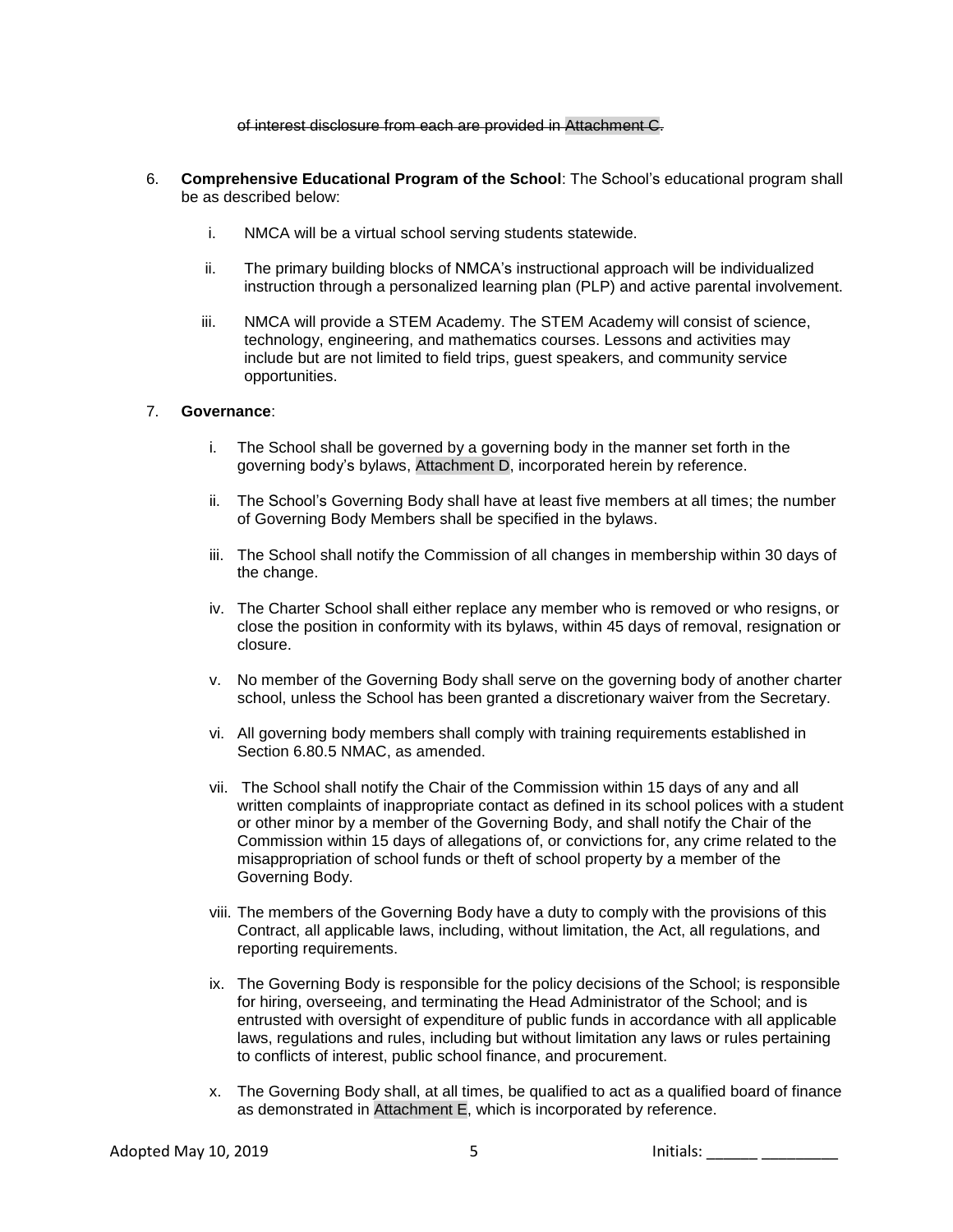~~of interest disclosure from each are provided in Attachment C.~~

6. **Comprehensive Educational Program of the School**: The School's educational program shall be as described below:

    i. NMCA will be a virtual school serving students statewide.

    ii. The primary building blocks of NMCA's instructional approach will be individualized instruction through a personalized learning plan (PLP) and active parental involvement.

    iii. NMCA will provide a STEM Academy. The STEM Academy will consist of science, technology, engineering, and mathematics courses. Lessons and activities may include but are not limited to field trips, guest speakers, and community service opportunities.

7. **Governance**:

    i. The School shall be governed by a governing body in the manner set forth in the governing body's bylaws, Attachment D, incorporated herein by reference.

    ii. The School's Governing Body shall have at least five members at all times; the number of Governing Body Members shall be specified in the bylaws.

    iii. The School shall notify the Commission of all changes in membership within 30 days of the change.

    iv. The Charter School shall either replace any member who is removed or who resigns, or close the position in conformity with its bylaws, within 45 days of removal, resignation or closure.

    v. No member of the Governing Body shall serve on the governing body of another charter school, unless the School has been granted a discretionary waiver from the Secretary.

    vi. All governing body members shall comply with training requirements established in Section 6.80.5 NMAC, as amended.

    vii. The School shall notify the Chair of the Commission within 15 days of any and all written complaints of inappropriate contact as defined in its school polices with a student or other minor by a member of the Governing Body, and shall notify the Chair of the Commission within 15 days of allegations of, or convictions for, any crime related to the misappropriation of school funds or theft of school property by a member of the Governing Body.

    viii. The members of the Governing Body have a duty to comply with the provisions of this Contract, all applicable laws, including, without limitation, the Act, all regulations, and reporting requirements.

    ix. The Governing Body is responsible for the policy decisions of the School; is responsible for hiring, overseeing, and terminating the Head Administrator of the School; and is entrusted with oversight of expenditure of public funds in accordance with all applicable laws, regulations and rules, including but without limitation any laws or rules pertaining to conflicts of interest, public school finance, and procurement.

    x. The Governing Body shall, at all times, be qualified to act as a qualified board of finance as demonstrated in Attachment E, which is incorporated by reference.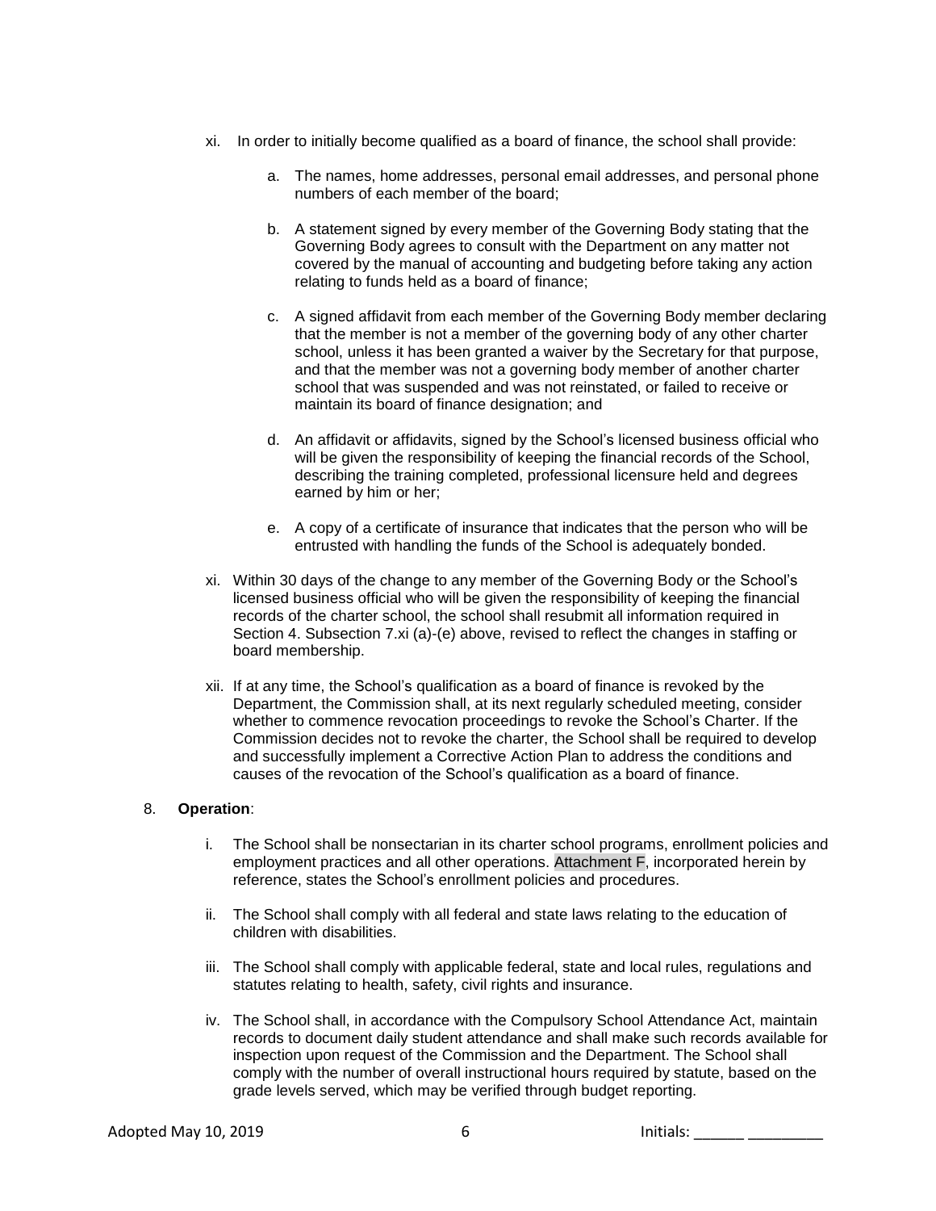xi. In order to initially become qualified as a board of finance, the school shall provide:

   a. The names, home addresses, personal email addresses, and personal phone numbers of each member of the board;

   b. A statement signed by every member of the Governing Body stating that the Governing Body agrees to consult with the Department on any matter not covered by the manual of accounting and budgeting before taking any action relating to funds held as a board of finance;

   c. A signed affidavit from each member of the Governing Body member declaring that the member is not a member of the governing body of any other charter school, unless it has been granted a waiver by the Secretary for that purpose, and that the member was not a governing body member of another charter school that was suspended and was not reinstated, or failed to receive or maintain its board of finance designation; and

   d. An affidavit or affidavits, signed by the School's licensed business official who will be given the responsibility of keeping the financial records of the School, describing the training completed, professional licensure held and degrees earned by him or her;

   e. A copy of a certificate of insurance that indicates that the person who will be entrusted with handling the funds of the School is adequately bonded.

xi. Within 30 days of the change to any member of the Governing Body or the School's licensed business official who will be given the responsibility of keeping the financial records of the charter school, the school shall resubmit all information required in Section 4. Subsection 7.xi (a)-(e) above, revised to reflect the changes in staffing or board membership.

xii. If at any time, the School's qualification as a board of finance is revoked by the Department, the Commission shall, at its next regularly scheduled meeting, consider whether to commence revocation proceedings to revoke the School's Charter. If the Commission decides not to revoke the charter, the School shall be required to develop and successfully implement a Corrective Action Plan to address the conditions and causes of the revocation of the School's qualification as a board of finance.

8. **Operation**:

   i. The School shall be nonsectarian in its charter school programs, enrollment policies and employment practices and all other operations. Attachment F, incorporated herein by reference, states the School's enrollment policies and procedures.

   ii. The School shall comply with all federal and state laws relating to the education of children with disabilities.

   iii. The School shall comply with applicable federal, state and local rules, regulations and statutes relating to health, safety, civil rights and insurance.

   iv. The School shall, in accordance with the Compulsory School Attendance Act, maintain records to document daily student attendance and shall make such records available for inspection upon request of the Commission and the Department. The School shall comply with the number of overall instructional hours required by statute, based on the grade levels served, which may be verified through budget reporting.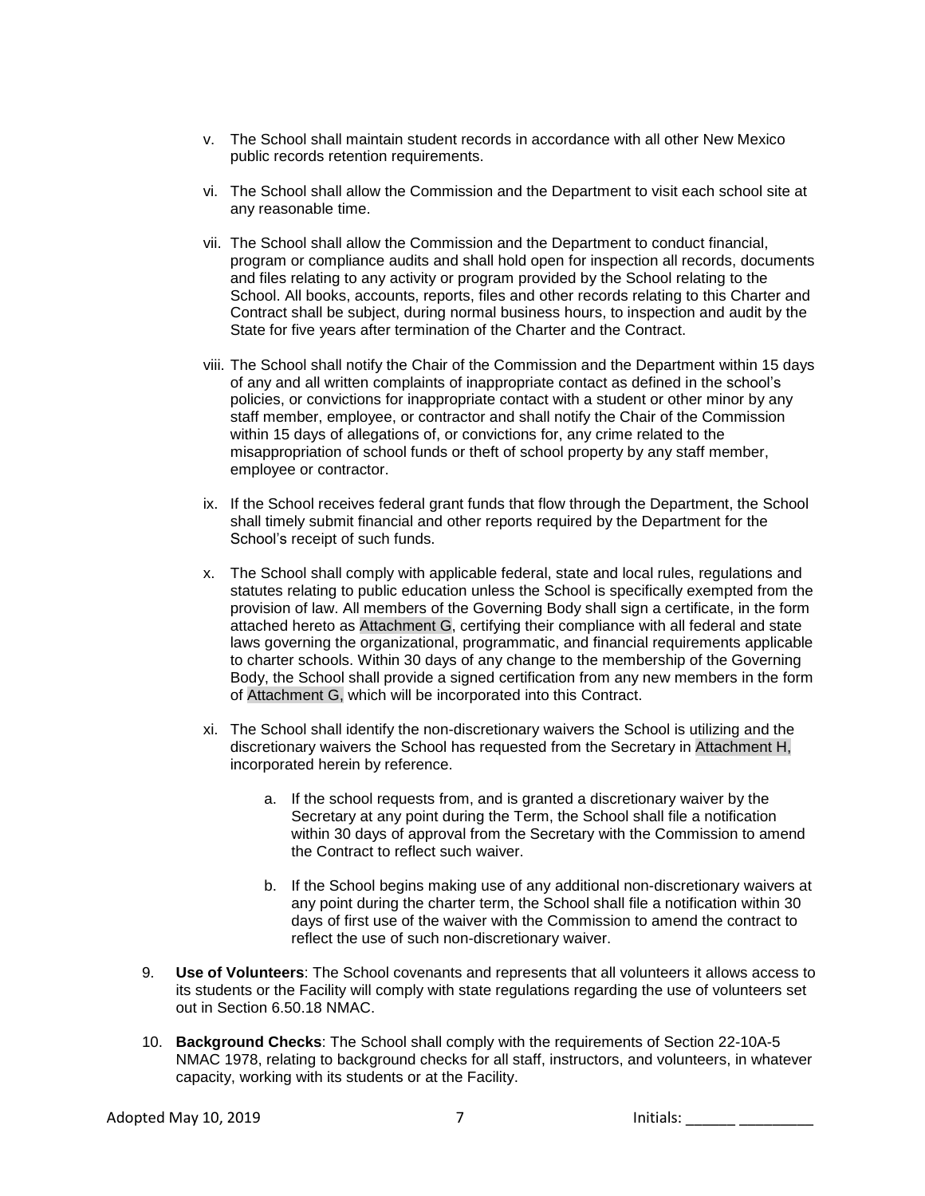v. The School shall maintain student records in accordance with all other New Mexico public records retention requirements.

vi. The School shall allow the Commission and the Department to visit each school site at any reasonable time.

vii. The School shall allow the Commission and the Department to conduct financial, program or compliance audits and shall hold open for inspection all records, documents and files relating to any activity or program provided by the School relating to the School. All books, accounts, reports, files and other records relating to this Charter and Contract shall be subject, during normal business hours, to inspection and audit by the State for five years after termination of the Charter and the Contract.

viii. The School shall notify the Chair of the Commission and the Department within 15 days of any and all written complaints of inappropriate contact as defined in the school's policies, or convictions for inappropriate contact with a student or other minor by any staff member, employee, or contractor and shall notify the Chair of the Commission within 15 days of allegations of, or convictions for, any crime related to the misappropriation of school funds or theft of school property by any staff member, employee or contractor.

ix. If the School receives federal grant funds that flow through the Department, the School shall timely submit financial and other reports required by the Department for the School's receipt of such funds.

x. The School shall comply with applicable federal, state and local rules, regulations and statutes relating to public education unless the School is specifically exempted from the provision of law. All members of the Governing Body shall sign a certificate, in the form attached hereto as Attachment G, certifying their compliance with all federal and state laws governing the organizational, programmatic, and financial requirements applicable to charter schools. Within 30 days of any change to the membership of the Governing Body, the School shall provide a signed certification from any new members in the form of Attachment G, which will be incorporated into this Contract.

xi. The School shall identify the non-discretionary waivers the School is utilizing and the discretionary waivers the School has requested from the Secretary in Attachment H, incorporated herein by reference.

   a. If the school requests from, and is granted a discretionary waiver by the Secretary at any point during the Term, the School shall file a notification within 30 days of approval from the Secretary with the Commission to amend the Contract to reflect such waiver.

   b. If the School begins making use of any additional non-discretionary waivers at any point during the charter term, the School shall file a notification within 30 days of first use of the waiver with the Commission to amend the contract to reflect the use of such non-discretionary waiver.

9. **Use of Volunteers**: The School covenants and represents that all volunteers it allows access to its students or the Facility will comply with state regulations regarding the use of volunteers set out in Section 6.50.18 NMAC.

10. **Background Checks**: The School shall comply with the requirements of Section 22-10A-5 NMAC 1978, relating to background checks for all staff, instructors, and volunteers, in whatever capacity, working with its students or at the Facility.

Adopted May 10, 2019 Initials: ______ _________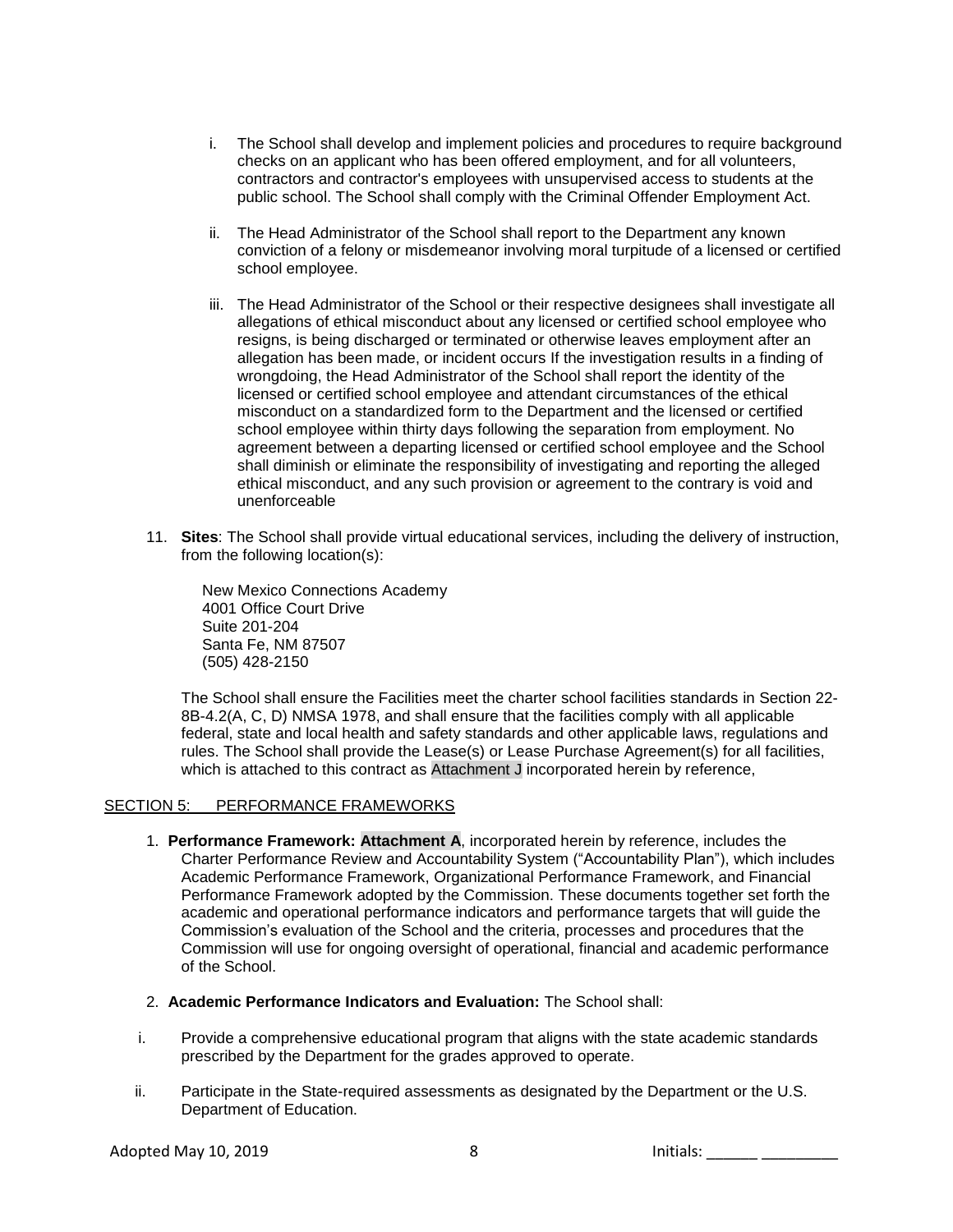i. The School shall develop and implement policies and procedures to require background checks on an applicant who has been offered employment, and for all volunteers, contractors and contractor's employees with unsupervised access to students at the public school. The School shall comply with the Criminal Offender Employment Act.

ii. The Head Administrator of the School shall report to the Department any known conviction of a felony or misdemeanor involving moral turpitude of a licensed or certified school employee.

iii. The Head Administrator of the School or their respective designees shall investigate all allegations of ethical misconduct about any licensed or certified school employee who resigns, is being discharged or terminated or otherwise leaves employment after an allegation has been made, or incident occurs If the investigation results in a finding of wrongdoing, the Head Administrator of the School shall report the identity of the licensed or certified school employee and attendant circumstances of the ethical misconduct on a standardized form to the Department and the licensed or certified school employee within thirty days following the separation from employment. No agreement between a departing licensed or certified school employee and the School shall diminish or eliminate the responsibility of investigating and reporting the alleged ethical misconduct, and any such provision or agreement to the contrary is void and unenforceable

11. **Sites**: The School shall provide virtual educational services, including the delivery of instruction, from the following location(s):

    New Mexico Connections Academy
    4001 Office Court Drive
    Suite 201-204
    Santa Fe, NM 87507
    (505) 428-2150

    The School shall ensure the Facilities meet the charter school facilities standards in Section 22-8B-4.2(A, C, D) NMSA 1978, and shall ensure that the facilities comply with all applicable federal, state and local health and safety standards and other applicable laws, regulations and rules. The School shall provide the Lease(s) or Lease Purchase Agreement(s) for all facilities, which is attached to this contract as Attachment J incorporated herein by reference,

SECTION 5: PERFORMANCE FRAMEWORKS

1. **Performance Framework: Attachment A**, incorporated herein by reference, includes the Charter Performance Review and Accountability System ("Accountability Plan"), which includes Academic Performance Framework, Organizational Performance Framework, and Financial Performance Framework adopted by the Commission. These documents together set forth the academic and operational performance indicators and performance targets that will guide the Commission's evaluation of the School and the criteria, processes and procedures that the Commission will use for ongoing oversight of operational, financial and academic performance of the School.

2. **Academic Performance Indicators and Evaluation:** The School shall:

i. Provide a comprehensive educational program that aligns with the state academic standards prescribed by the Department for the grades approved to operate.

ii. Participate in the State-required assessments as designated by the Department or the U.S. Department of Education.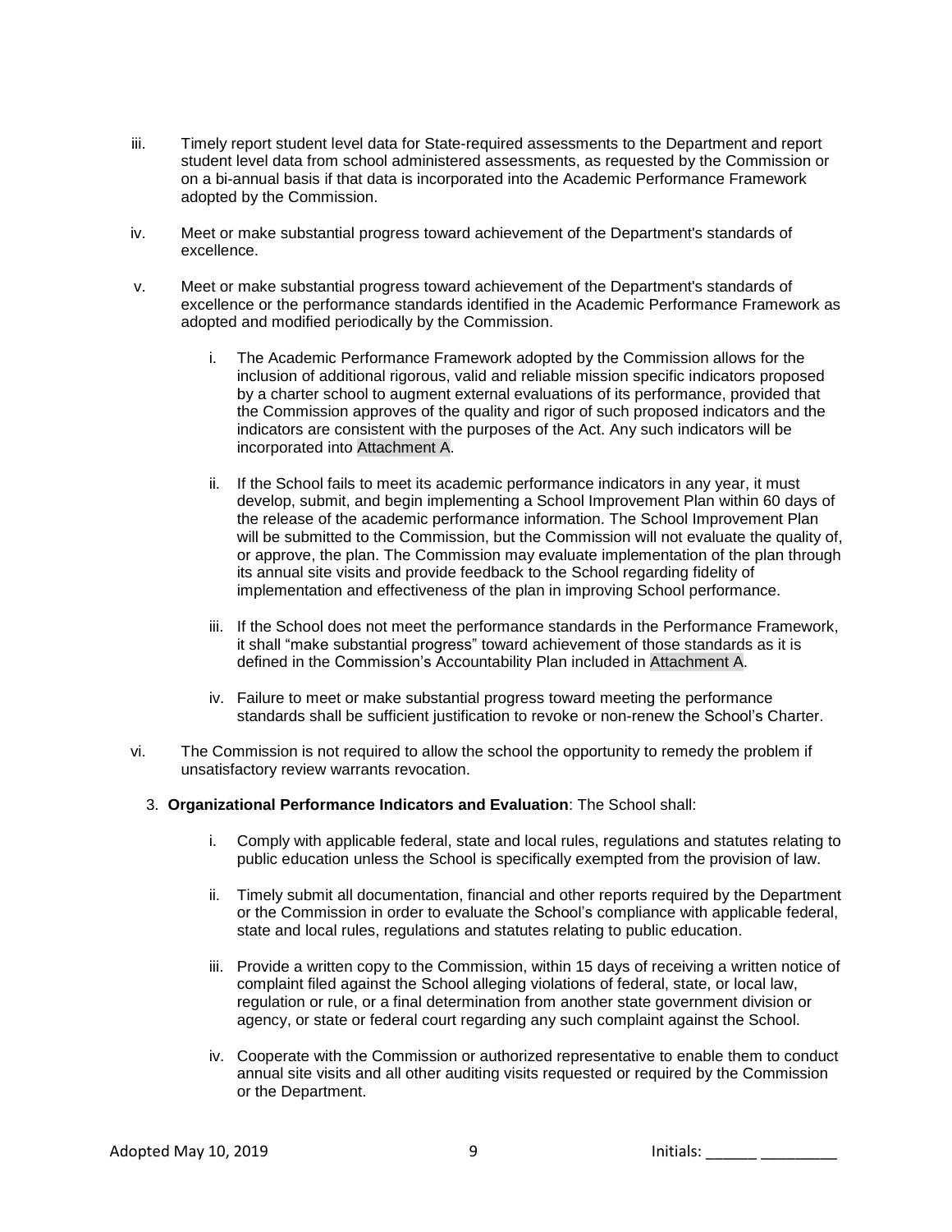iii. Timely report student level data for State-required assessments to the Department and report student level data from school administered assessments, as requested by the Commission or on a bi-annual basis if that data is incorporated into the Academic Performance Framework adopted by the Commission.

iv. Meet or make substantial progress toward achievement of the Department's standards of excellence.

v. Meet or make substantial progress toward achievement of the Department's standards of excellence or the performance standards identified in the Academic Performance Framework as adopted and modified periodically by the Commission.

   i. The Academic Performance Framework adopted by the Commission allows for the inclusion of additional rigorous, valid and reliable mission specific indicators proposed by a charter school to augment external evaluations of its performance, provided that the Commission approves of the quality and rigor of such proposed indicators and the indicators are consistent with the purposes of the Act. Any such indicators will be incorporated into Attachment A.

   ii. If the School fails to meet its academic performance indicators in any year, it must develop, submit, and begin implementing a School Improvement Plan within 60 days of the release of the academic performance information. The School Improvement Plan will be submitted to the Commission, but the Commission will not evaluate the quality of, or approve, the plan. The Commission may evaluate implementation of the plan through its annual site visits and provide feedback to the School regarding fidelity of implementation and effectiveness of the plan in improving School performance.

   iii. If the School does not meet the performance standards in the Performance Framework, it shall "make substantial progress" toward achievement of those standards as it is defined in the Commission's Accountability Plan included in Attachment A.

   iv. Failure to meet or make substantial progress toward meeting the performance standards shall be sufficient justification to revoke or non-renew the School's Charter.

vi. The Commission is not required to allow the school the opportunity to remedy the problem if unsatisfactory review warrants revocation.

3. **Organizational Performance Indicators and Evaluation**: The School shall:

   i. Comply with applicable federal, state and local rules, regulations and statutes relating to public education unless the School is specifically exempted from the provision of law.

   ii. Timely submit all documentation, financial and other reports required by the Department or the Commission in order to evaluate the School's compliance with applicable federal, state and local rules, regulations and statutes relating to public education.

   iii. Provide a written copy to the Commission, within 15 days of receiving a written notice of complaint filed against the School alleging violations of federal, state, or local law, regulation or rule, or a final determination from another state government division or agency, or state or federal court regarding any such complaint against the School.

   iv. Cooperate with the Commission or authorized representative to enable them to conduct annual site visits and all other auditing visits requested or required by the Commission or the Department.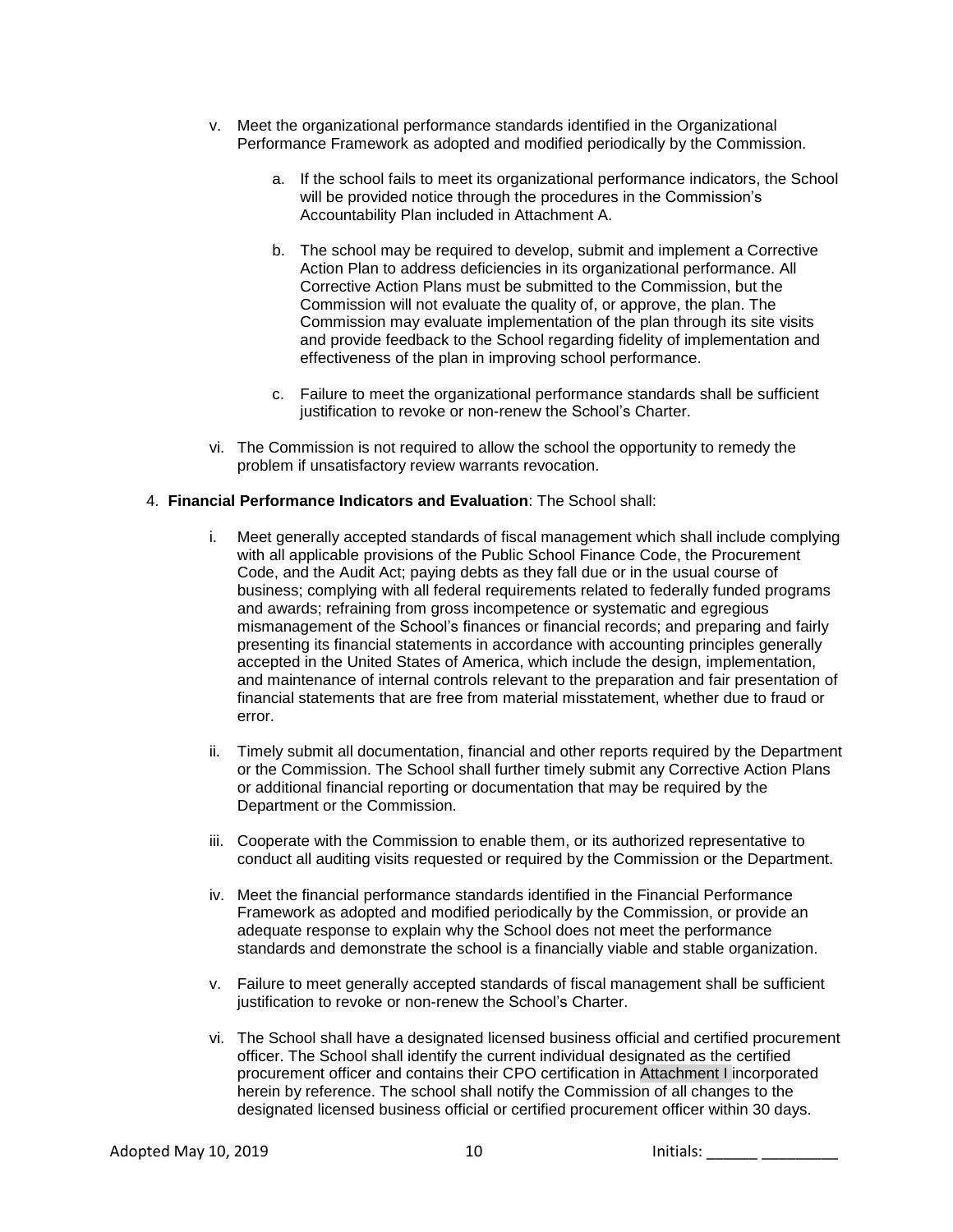v. Meet the organizational performance standards identified in the Organizational Performance Framework as adopted and modified periodically by the Commission.

   a. If the school fails to meet its organizational performance indicators, the School will be provided notice through the procedures in the Commission's Accountability Plan included in Attachment A.

   b. The school may be required to develop, submit and implement a Corrective Action Plan to address deficiencies in its organizational performance. All Corrective Action Plans must be submitted to the Commission, but the Commission will not evaluate the quality of, or approve, the plan. The Commission may evaluate implementation of the plan through its site visits and provide feedback to the School regarding fidelity of implementation and effectiveness of the plan in improving school performance.

   c. Failure to meet the organizational performance standards shall be sufficient justification to revoke or non-renew the School's Charter.

vi. The Commission is not required to allow the school the opportunity to remedy the problem if unsatisfactory review warrants revocation.

4. **Financial Performance Indicators and Evaluation**: The School shall:

   i. Meet generally accepted standards of fiscal management which shall include complying with all applicable provisions of the Public School Finance Code, the Procurement Code, and the Audit Act; paying debts as they fall due or in the usual course of business; complying with all federal requirements related to federally funded programs and awards; refraining from gross incompetence or systematic and egregious mismanagement of the School's finances or financial records; and preparing and fairly presenting its financial statements in accordance with accounting principles generally accepted in the United States of America, which include the design, implementation, and maintenance of internal controls relevant to the preparation and fair presentation of financial statements that are free from material misstatement, whether due to fraud or error.

   ii. Timely submit all documentation, financial and other reports required by the Department or the Commission. The School shall further timely submit any Corrective Action Plans or additional financial reporting or documentation that may be required by the Department or the Commission.

   iii. Cooperate with the Commission to enable them, or its authorized representative to conduct all auditing visits requested or required by the Commission or the Department.

   iv. Meet the financial performance standards identified in the Financial Performance Framework as adopted and modified periodically by the Commission, or provide an adequate response to explain why the School does not meet the performance standards and demonstrate the school is a financially viable and stable organization.

   v. Failure to meet generally accepted standards of fiscal management shall be sufficient justification to revoke or non-renew the School's Charter.

   vi. The School shall have a designated licensed business official and certified procurement officer. The School shall identify the current individual designated as the certified procurement officer and contains their CPO certification in Attachment I incorporated herein by reference. The school shall notify the Commission of all changes to the designated licensed business official or certified procurement officer within 30 days.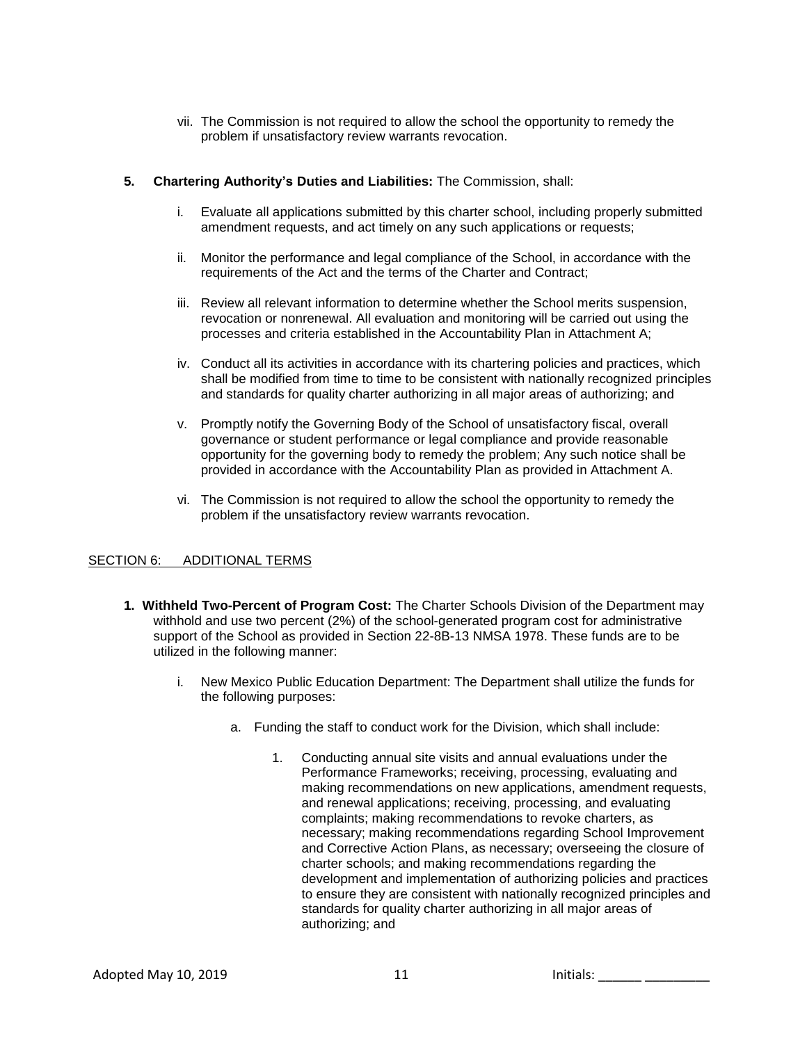vii. The Commission is not required to allow the school the opportunity to remedy the problem if unsatisfactory review warrants revocation.

**5. Chartering Authority's Duties and Liabilities:** The Commission, shall:

i. Evaluate all applications submitted by this charter school, including properly submitted amendment requests, and act timely on any such applications or requests;

ii. Monitor the performance and legal compliance of the School, in accordance with the requirements of the Act and the terms of the Charter and Contract;

iii. Review all relevant information to determine whether the School merits suspension, revocation or nonrenewal. All evaluation and monitoring will be carried out using the processes and criteria established in the Accountability Plan in Attachment A;

iv. Conduct all its activities in accordance with its chartering policies and practices, which shall be modified from time to time to be consistent with nationally recognized principles and standards for quality charter authorizing in all major areas of authorizing; and

v. Promptly notify the Governing Body of the School of unsatisfactory fiscal, overall governance or student performance or legal compliance and provide reasonable opportunity for the governing body to remedy the problem; Any such notice shall be provided in accordance with the Accountability Plan as provided in Attachment A.

vi. The Commission is not required to allow the school the opportunity to remedy the problem if the unsatisfactory review warrants revocation.

## SECTION 6: ADDITIONAL TERMS

**1. Withheld Two-Percent of Program Cost:** The Charter Schools Division of the Department may withhold and use two percent (2%) of the school-generated program cost for administrative support of the School as provided in Section 22-8B-13 NMSA 1978. These funds are to be utilized in the following manner:

i. New Mexico Public Education Department: The Department shall utilize the funds for the following purposes:

a. Funding the staff to conduct work for the Division, which shall include:

1. Conducting annual site visits and annual evaluations under the Performance Frameworks; receiving, processing, evaluating and making recommendations on new applications, amendment requests, and renewal applications; receiving, processing, and evaluating complaints; making recommendations to revoke charters, as necessary; making recommendations regarding School Improvement and Corrective Action Plans, as necessary; overseeing the closure of charter schools; and making recommendations regarding the development and implementation of authorizing policies and practices to ensure they are consistent with nationally recognized principles and standards for quality charter authorizing in all major areas of authorizing; and

Adopted May 10, 2019 Initials: ______ _________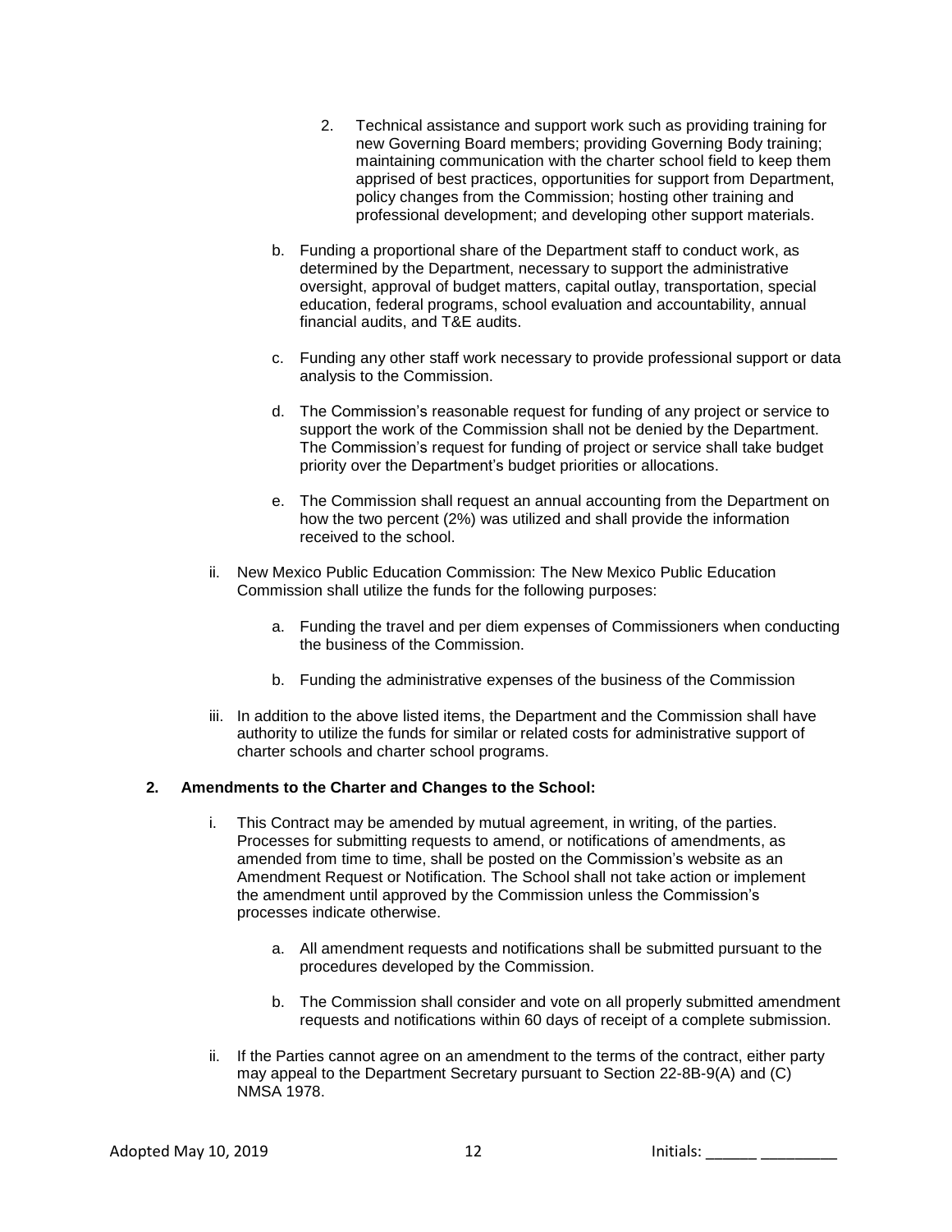2. Technical assistance and support work such as providing training for new Governing Board members; providing Governing Body training; maintaining communication with the charter school field to keep them apprised of best practices, opportunities for support from Department, policy changes from the Commission; hosting other training and professional development; and developing other support materials.

b. Funding a proportional share of the Department staff to conduct work, as determined by the Department, necessary to support the administrative oversight, approval of budget matters, capital outlay, transportation, special education, federal programs, school evaluation and accountability, annual financial audits, and T&E audits.

c. Funding any other staff work necessary to provide professional support or data analysis to the Commission.

d. The Commission's reasonable request for funding of any project or service to support the work of the Commission shall not be denied by the Department. The Commission's request for funding of project or service shall take budget priority over the Department's budget priorities or allocations.

e. The Commission shall request an annual accounting from the Department on how the two percent (2%) was utilized and shall provide the information received to the school.

ii. New Mexico Public Education Commission: The New Mexico Public Education Commission shall utilize the funds for the following purposes:

a. Funding the travel and per diem expenses of Commissioners when conducting the business of the Commission.

b. Funding the administrative expenses of the business of the Commission

iii. In addition to the above listed items, the Department and the Commission shall have authority to utilize the funds for similar or related costs for administrative support of charter schools and charter school programs.

**2. Amendments to the Charter and Changes to the School:**

i. This Contract may be amended by mutual agreement, in writing, of the parties. Processes for submitting requests to amend, or notifications of amendments, as amended from time to time, shall be posted on the Commission's website as an Amendment Request or Notification. The School shall not take action or implement the amendment until approved by the Commission unless the Commission's processes indicate otherwise.

a. All amendment requests and notifications shall be submitted pursuant to the procedures developed by the Commission.

b. The Commission shall consider and vote on all properly submitted amendment requests and notifications within 60 days of receipt of a complete submission.

ii. If the Parties cannot agree on an amendment to the terms of the contract, either party may appeal to the Department Secretary pursuant to Section 22-8B-9(A) and (C) NMSA 1978.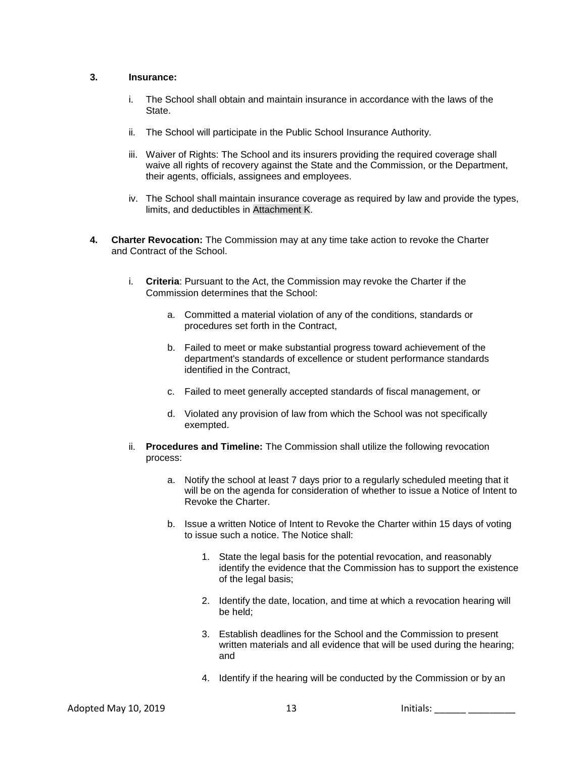**3. Insurance:**

i. The School shall obtain and maintain insurance in accordance with the laws of the State.

ii. The School will participate in the Public School Insurance Authority.

iii. Waiver of Rights: The School and its insurers providing the required coverage shall waive all rights of recovery against the State and the Commission, or the Department, their agents, officials, assignees and employees.

iv. The School shall maintain insurance coverage as required by law and provide the types, limits, and deductibles in Attachment K.

**4. Charter Revocation:** The Commission may at any time take action to revoke the Charter and Contract of the School.

i. **Criteria**: Pursuant to the Act, the Commission may revoke the Charter if the Commission determines that the School:

a. Committed a material violation of any of the conditions, standards or procedures set forth in the Contract,

b. Failed to meet or make substantial progress toward achievement of the department's standards of excellence or student performance standards identified in the Contract,

c. Failed to meet generally accepted standards of fiscal management, or

d. Violated any provision of law from which the School was not specifically exempted.

ii. **Procedures and Timeline:** The Commission shall utilize the following revocation process:

a. Notify the school at least 7 days prior to a regularly scheduled meeting that it will be on the agenda for consideration of whether to issue a Notice of Intent to Revoke the Charter.

b. Issue a written Notice of Intent to Revoke the Charter within 15 days of voting to issue such a notice. The Notice shall:

1. State the legal basis for the potential revocation, and reasonably identify the evidence that the Commission has to support the existence of the legal basis;

2. Identify the date, location, and time at which a revocation hearing will be held;

3. Establish deadlines for the School and the Commission to present written materials and all evidence that will be used during the hearing; and

4. Identify if the hearing will be conducted by the Commission or by an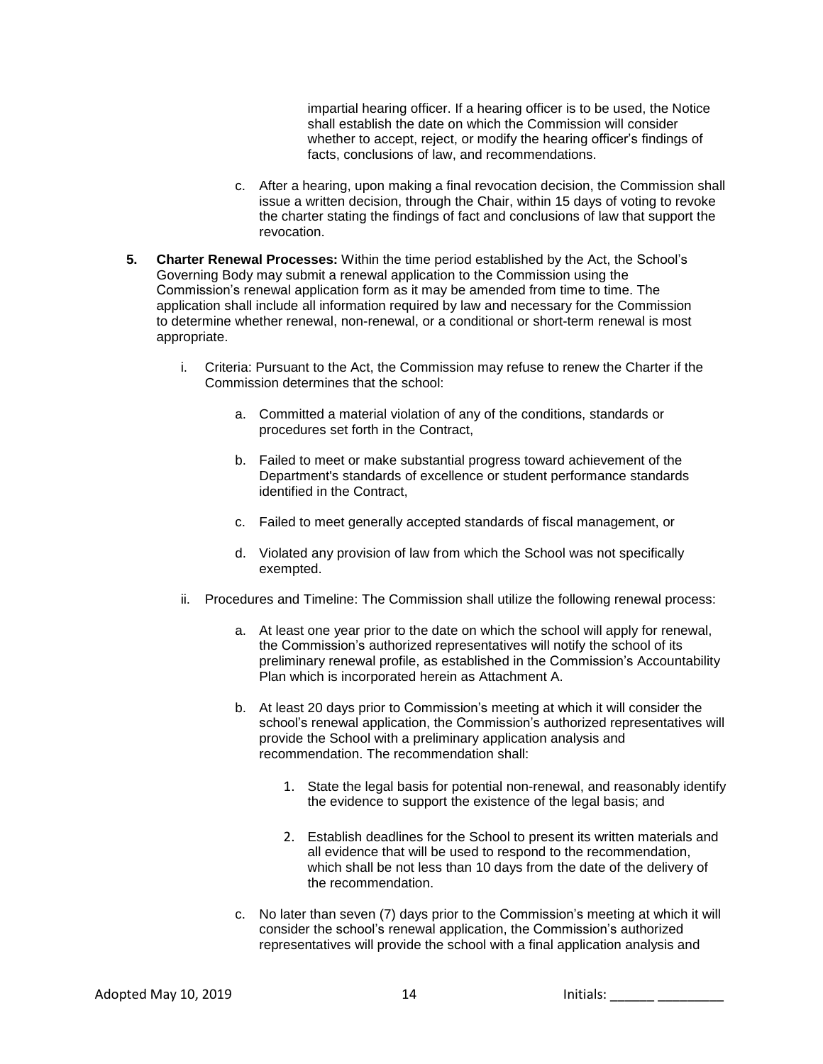impartial hearing officer. If a hearing officer is to be used, the Notice shall establish the date on which the Commission will consider whether to accept, reject, or modify the hearing officer's findings of facts, conclusions of law, and recommendations.

c. After a hearing, upon making a final revocation decision, the Commission shall issue a written decision, through the Chair, within 15 days of voting to revoke the charter stating the findings of fact and conclusions of law that support the revocation.

**5. Charter Renewal Processes:** Within the time period established by the Act, the School's Governing Body may submit a renewal application to the Commission using the Commission's renewal application form as it may be amended from time to time. The application shall include all information required by law and necessary for the Commission to determine whether renewal, non-renewal, or a conditional or short-term renewal is most appropriate.

i. Criteria: Pursuant to the Act, the Commission may refuse to renew the Charter if the Commission determines that the school:

a. Committed a material violation of any of the conditions, standards or procedures set forth in the Contract,

b. Failed to meet or make substantial progress toward achievement of the Department's standards of excellence or student performance standards identified in the Contract,

c. Failed to meet generally accepted standards of fiscal management, or

d. Violated any provision of law from which the School was not specifically exempted.

ii. Procedures and Timeline: The Commission shall utilize the following renewal process:

a. At least one year prior to the date on which the school will apply for renewal, the Commission's authorized representatives will notify the school of its preliminary renewal profile, as established in the Commission's Accountability Plan which is incorporated herein as Attachment A.

b. At least 20 days prior to Commission's meeting at which it will consider the school's renewal application, the Commission's authorized representatives will provide the School with a preliminary application analysis and recommendation. The recommendation shall:

1. State the legal basis for potential non-renewal, and reasonably identify the evidence to support the existence of the legal basis; and

2. Establish deadlines for the School to present its written materials and all evidence that will be used to respond to the recommendation, which shall be not less than 10 days from the date of the delivery of the recommendation.

c. No later than seven (7) days prior to the Commission's meeting at which it will consider the school's renewal application, the Commission's authorized representatives will provide the school with a final application analysis and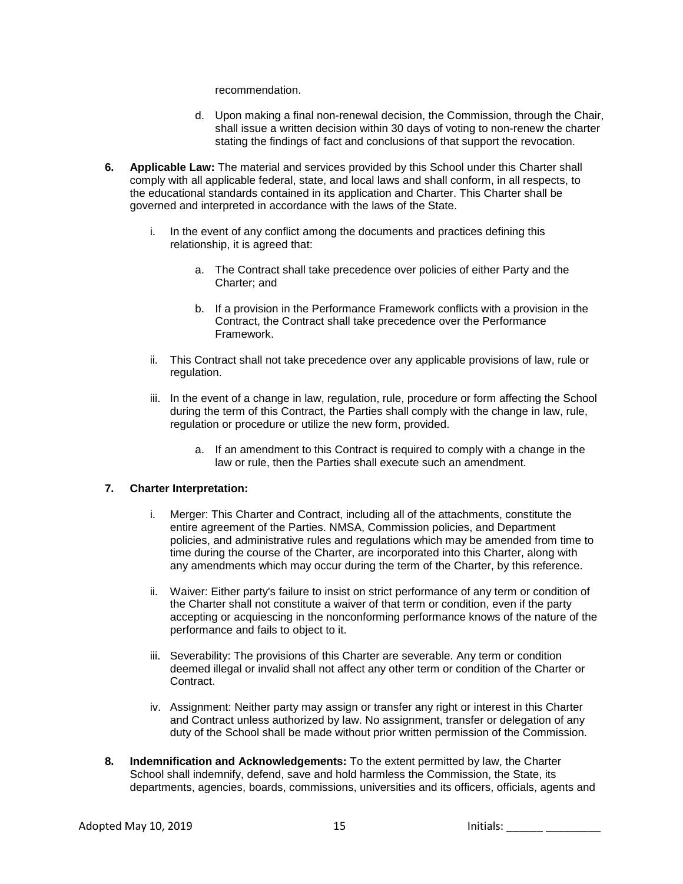recommendation.

d. Upon making a final non-renewal decision, the Commission, through the Chair, shall issue a written decision within 30 days of voting to non-renew the charter stating the findings of fact and conclusions of that support the revocation.

**6. Applicable Law:** The material and services provided by this School under this Charter shall comply with all applicable federal, state, and local laws and shall conform, in all respects, to the educational standards contained in its application and Charter. This Charter shall be governed and interpreted in accordance with the laws of the State.

i. In the event of any conflict among the documents and practices defining this relationship, it is agreed that:

   a. The Contract shall take precedence over policies of either Party and the Charter; and

   b. If a provision in the Performance Framework conflicts with a provision in the Contract, the Contract shall take precedence over the Performance Framework.

ii. This Contract shall not take precedence over any applicable provisions of law, rule or regulation.

iii. In the event of a change in law, regulation, rule, procedure or form affecting the School during the term of this Contract, the Parties shall comply with the change in law, rule, regulation or procedure or utilize the new form, provided.

   a. If an amendment to this Contract is required to comply with a change in the law or rule, then the Parties shall execute such an amendment.

**7. Charter Interpretation:**

i. Merger: This Charter and Contract, including all of the attachments, constitute the entire agreement of the Parties. NMSA, Commission policies, and Department policies, and administrative rules and regulations which may be amended from time to time during the course of the Charter, are incorporated into this Charter, along with any amendments which may occur during the term of the Charter, by this reference.

ii. Waiver: Either party's failure to insist on strict performance of any term or condition of the Charter shall not constitute a waiver of that term or condition, even if the party accepting or acquiescing in the nonconforming performance knows of the nature of the performance and fails to object to it.

iii. Severability: The provisions of this Charter are severable. Any term or condition deemed illegal or invalid shall not affect any other term or condition of the Charter or Contract.

iv. Assignment: Neither party may assign or transfer any right or interest in this Charter and Contract unless authorized by law. No assignment, transfer or delegation of any duty of the School shall be made without prior written permission of the Commission.

**8. Indemnification and Acknowledgements:** To the extent permitted by law, the Charter School shall indemnify, defend, save and hold harmless the Commission, the State, its departments, agencies, boards, commissions, universities and its officers, officials, agents and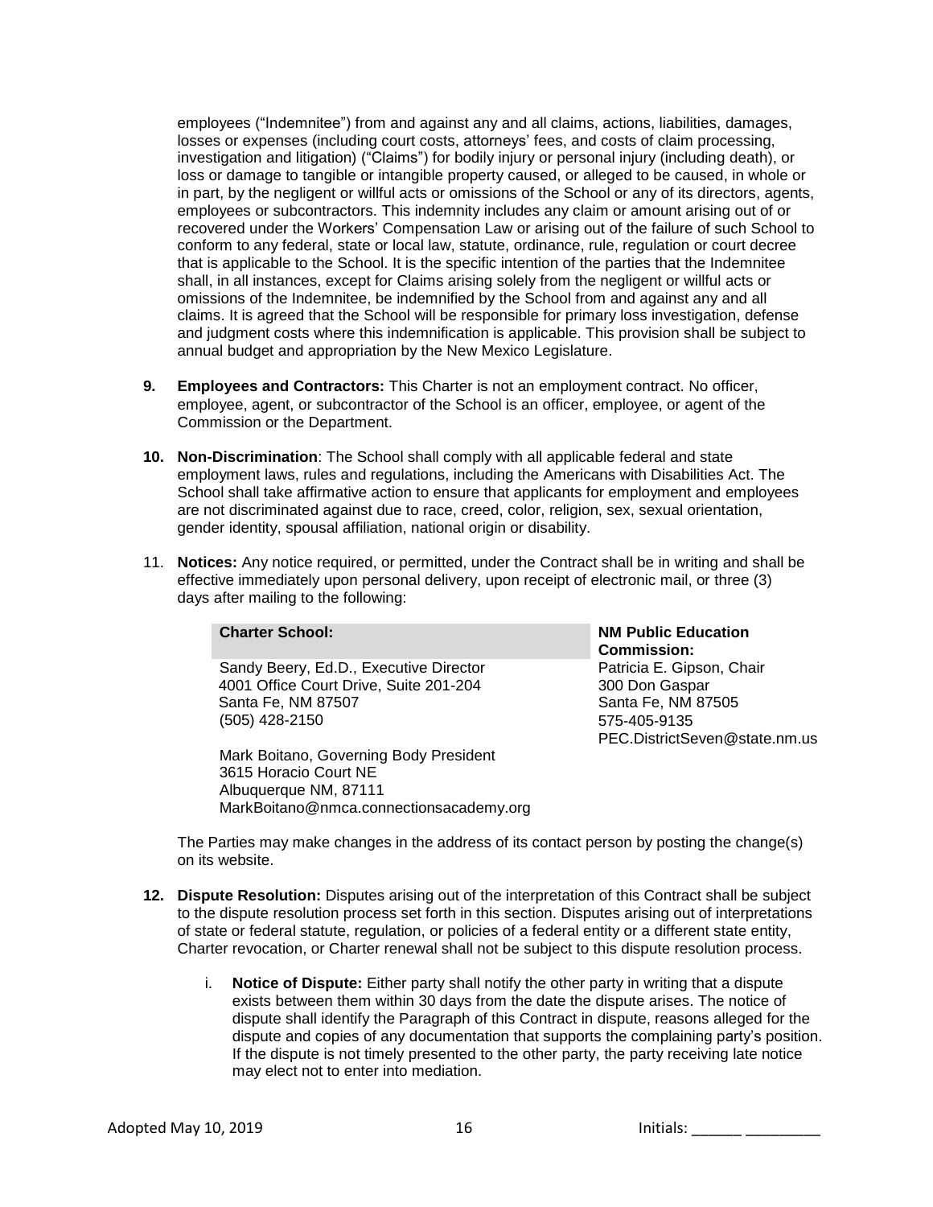employees ("Indemnitee") from and against any and all claims, actions, liabilities, damages, losses or expenses (including court costs, attorneys' fees, and costs of claim processing, investigation and litigation) ("Claims") for bodily injury or personal injury (including death), or loss or damage to tangible or intangible property caused, or alleged to be caused, in whole or in part, by the negligent or willful acts or omissions of the School or any of its directors, agents, employees or subcontractors. This indemnity includes any claim or amount arising out of or recovered under the Workers' Compensation Law or arising out of the failure of such School to conform to any federal, state or local law, statute, ordinance, rule, regulation or court decree that is applicable to the School. It is the specific intention of the parties that the Indemnitee shall, in all instances, except for Claims arising solely from the negligent or willful acts or omissions of the Indemnitee, be indemnified by the School from and against any and all claims. It is agreed that the School will be responsible for primary loss investigation, defense and judgment costs where this indemnification is applicable. This provision shall be subject to annual budget and appropriation by the New Mexico Legislature.

9. **Employees and Contractors:** This Charter is not an employment contract. No officer, employee, agent, or subcontractor of the School is an officer, employee, or agent of the Commission or the Department.

10. **Non-Discrimination**: The School shall comply with all applicable federal and state employment laws, rules and regulations, including the Americans with Disabilities Act. The School shall take affirmative action to ensure that applicants for employment and employees are not discriminated against due to race, creed, color, religion, sex, sexual orientation, gender identity, spousal affiliation, national origin or disability.

11. **Notices:** Any notice required, or permitted, under the Contract shall be in writing and shall be effective immediately upon personal delivery, upon receipt of electronic mail, or three (3) days after mailing to the following:

| **Charter School:** | **NM Public Education Commission:** |
|---|---|
| Sandy Beery, Ed.D., Executive Director<br>4001 Office Court Drive, Suite 201-204<br>Santa Fe, NM 87507<br>(505) 428-2150 | Patricia E. Gipson, Chair<br>300 Don Gaspar<br>Santa Fe, NM 87505<br>575-405-9135<br>PEC.DistrictSeven@state.nm.us |
| Mark Boitano, Governing Body President<br>3615 Horacio Court NE<br>Albuquerque NM, 87111<br>MarkBoitano@nmca.connectionsacademy.org | |

The Parties may make changes in the address of its contact person by posting the change(s) on its website.

12. **Dispute Resolution:** Disputes arising out of the interpretation of this Contract shall be subject to the dispute resolution process set forth in this section. Disputes arising out of interpretations of state or federal statute, regulation, or policies of a federal entity or a different state entity, Charter revocation, or Charter renewal shall not be subject to this dispute resolution process.

    i. **Notice of Dispute:** Either party shall notify the other party in writing that a dispute exists between them within 30 days from the date the dispute arises. The notice of dispute shall identify the Paragraph of this Contract in dispute, reasons alleged for the dispute and copies of any documentation that supports the complaining party's position. If the dispute is not timely presented to the other party, the party receiving late notice may elect not to enter into mediation.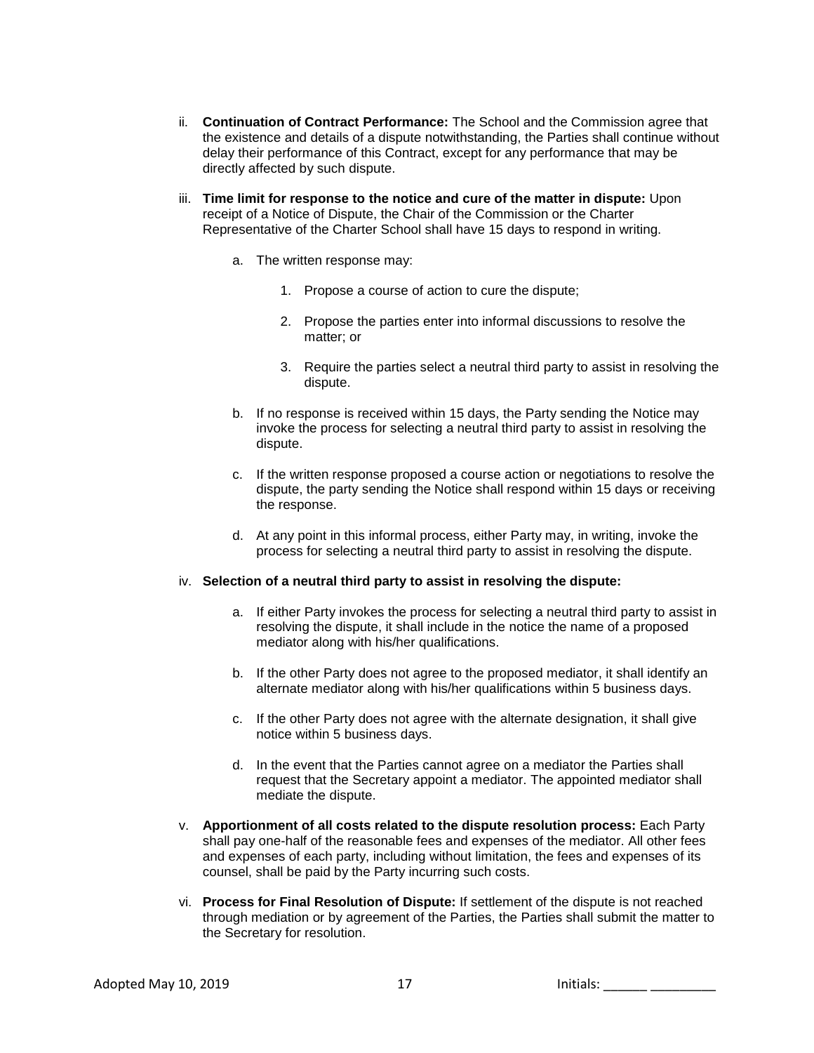ii. **Continuation of Contract Performance:** The School and the Commission agree that the existence and details of a dispute notwithstanding, the Parties shall continue without delay their performance of this Contract, except for any performance that may be directly affected by such dispute.

iii. **Time limit for response to the notice and cure of the matter in dispute:** Upon receipt of a Notice of Dispute, the Chair of the Commission or the Charter Representative of the Charter School shall have 15 days to respond in writing.

   a. The written response may:

      1. Propose a course of action to cure the dispute;

      2. Propose the parties enter into informal discussions to resolve the matter; or

      3. Require the parties select a neutral third party to assist in resolving the dispute.

   b. If no response is received within 15 days, the Party sending the Notice may invoke the process for selecting a neutral third party to assist in resolving the dispute.

   c. If the written response proposed a course action or negotiations to resolve the dispute, the party sending the Notice shall respond within 15 days or receiving the response.

   d. At any point in this informal process, either Party may, in writing, invoke the process for selecting a neutral third party to assist in resolving the dispute.

iv. **Selection of a neutral third party to assist in resolving the dispute:**

   a. If either Party invokes the process for selecting a neutral third party to assist in resolving the dispute, it shall include in the notice the name of a proposed mediator along with his/her qualifications.

   b. If the other Party does not agree to the proposed mediator, it shall identify an alternate mediator along with his/her qualifications within 5 business days.

   c. If the other Party does not agree with the alternate designation, it shall give notice within 5 business days.

   d. In the event that the Parties cannot agree on a mediator the Parties shall request that the Secretary appoint a mediator. The appointed mediator shall mediate the dispute.

v. **Apportionment of all costs related to the dispute resolution process:** Each Party shall pay one-half of the reasonable fees and expenses of the mediator. All other fees and expenses of each party, including without limitation, the fees and expenses of its counsel, shall be paid by the Party incurring such costs.

vi. **Process for Final Resolution of Dispute:** If settlement of the dispute is not reached through mediation or by agreement of the Parties, the Parties shall submit the matter to the Secretary for resolution.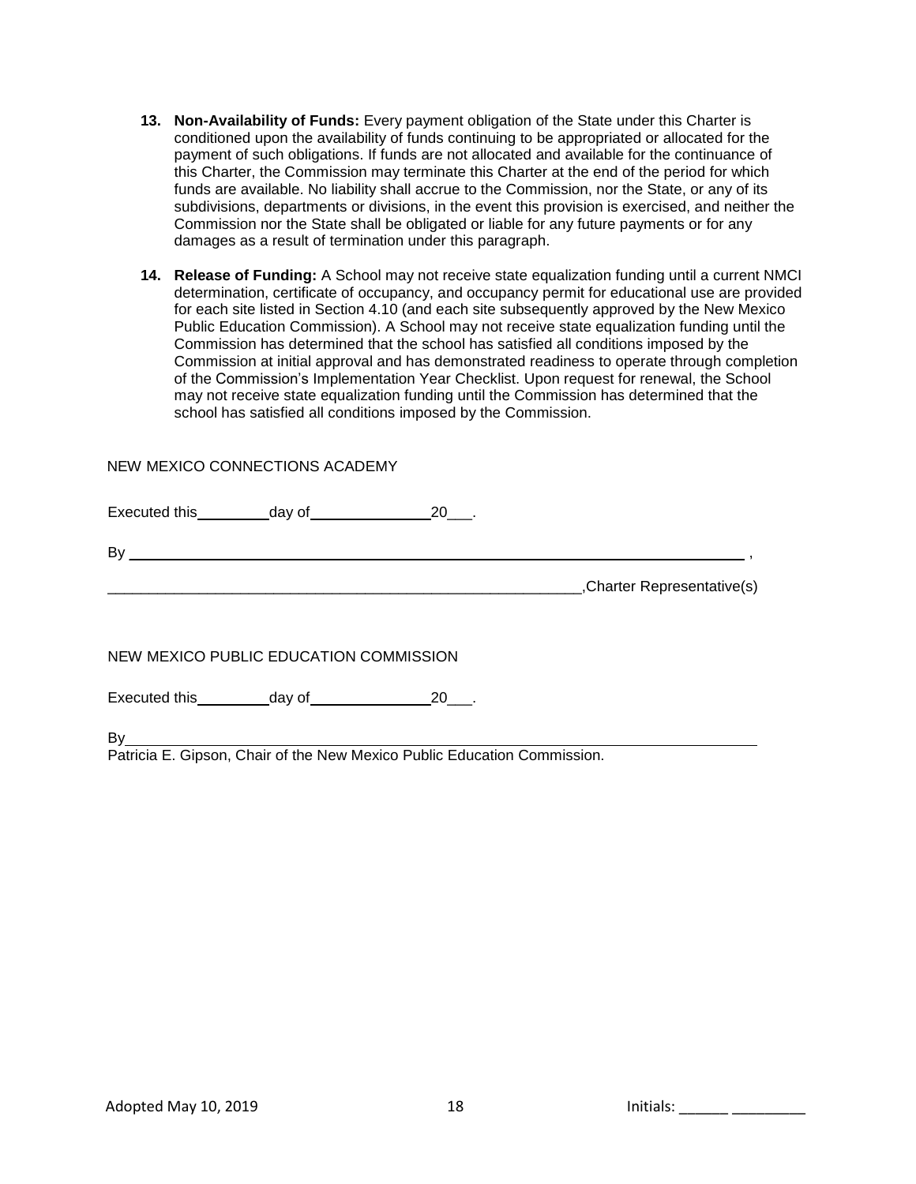13. **Non-Availability of Funds:** Every payment obligation of the State under this Charter is conditioned upon the availability of funds continuing to be appropriated or allocated for the payment of such obligations. If funds are not allocated and available for the continuance of this Charter, the Commission may terminate this Charter at the end of the period for which funds are available. No liability shall accrue to the Commission, nor the State, or any of its subdivisions, departments or divisions, in the event this provision is exercised, and neither the Commission nor the State shall be obligated or liable for any future payments or for any damages as a result of termination under this paragraph.

14. **Release of Funding:** A School may not receive state equalization funding until a current NMCI determination, certificate of occupancy, and occupancy permit for educational use are provided for each site listed in Section 4.10 (and each site subsequently approved by the New Mexico Public Education Commission). A School may not receive state equalization funding until the Commission has determined that the school has satisfied all conditions imposed by the Commission at initial approval and has demonstrated readiness to operate through completion of the Commission's Implementation Year Checklist. Upon request for renewal, the School may not receive state equalization funding until the Commission has determined that the school has satisfied all conditions imposed by the Commission.

NEW MEXICO CONNECTIONS ACADEMY

Executed this\_\_\_\_\_\_\_\_\_day of\_\_\_\_\_\_\_\_\_\_\_\_\_\_\_20\_\_\_.

By \_\_\_\_\_\_\_\_\_\_\_\_\_\_\_\_\_\_\_\_\_\_\_\_\_\_\_\_\_\_\_\_\_\_\_\_\_\_\_\_\_\_\_\_\_\_\_\_\_\_\_\_\_\_\_\_\_\_\_\_\_\_\_\_\_\_\_\_\_\_\_\_ ,

\_\_\_\_\_\_\_\_\_\_\_\_\_\_\_\_\_\_\_\_\_\_\_\_\_\_\_\_\_\_\_\_\_\_\_\_\_\_\_\_\_\_\_\_\_\_\_\_\_\_\_\_\_\_\_\_\_\_,Charter Representative(s)

NEW MEXICO PUBLIC EDUCATION COMMISSION

Executed this\_\_\_\_\_\_\_\_\_day of\_\_\_\_\_\_\_\_\_\_\_\_\_\_\_20\_\_\_.

By\_\_\_\_\_\_\_\_\_\_\_\_\_\_\_\_\_\_\_\_\_\_\_\_\_\_\_\_\_\_\_\_\_\_\_\_\_\_\_\_\_\_\_\_\_\_\_\_\_\_\_\_\_\_\_\_\_\_\_\_\_\_\_\_\_\_\_\_\_\_\_\_
Patricia E. Gipson, Chair of the New Mexico Public Education Commission.

Adopted May 10, 2019 Initials: \_\_\_\_\_\_ \_\_\_\_\_\_\_\_\_